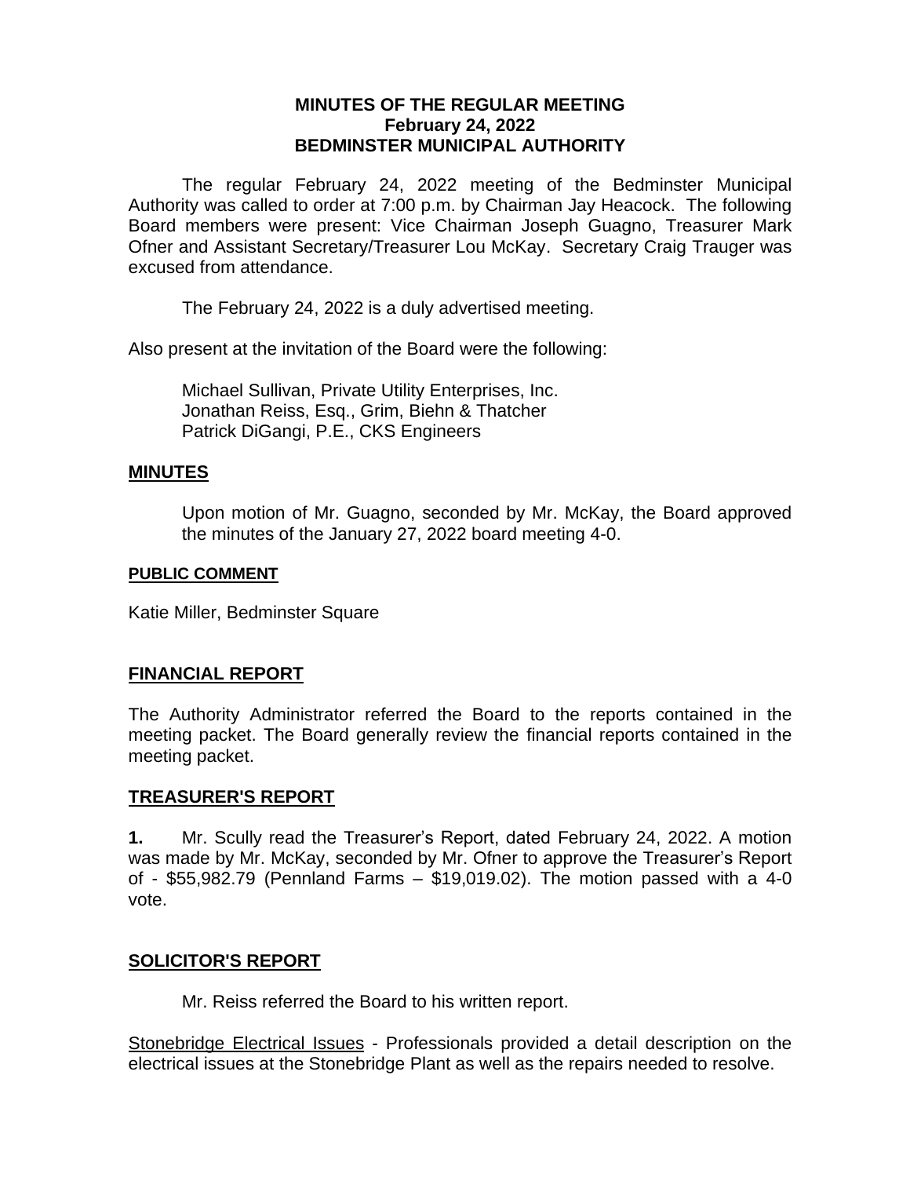**MINUTES OF THE REGULAR MEETING**
**February 24, 2022**
**BEDMINSTER MUNICIPAL AUTHORITY**

The regular February 24, 2022 meeting of the Bedminster Municipal Authority was called to order at 7:00 p.m. by Chairman Jay Heacock. The following Board members were present: Vice Chairman Joseph Guagno, Treasurer Mark Ofner and Assistant Secretary/Treasurer Lou McKay. Secretary Craig Trauger was excused from attendance.

The February 24, 2022 is a duly advertised meeting.

Also present at the invitation of the Board were the following:

Michael Sullivan, Private Utility Enterprises, Inc.
Jonathan Reiss, Esq., Grim, Biehn & Thatcher
Patrick DiGangi, P.E., CKS Engineers

## MINUTES

Upon motion of Mr. Guagno, seconded by Mr. McKay, the Board approved the minutes of the January 27, 2022 board meeting 4-0.

### PUBLIC COMMENT

Katie Miller, Bedminster Square

## FINANCIAL REPORT

The Authority Administrator referred the Board to the reports contained in the meeting packet. The Board generally review the financial reports contained in the meeting packet.

## TREASURER'S REPORT

**1.** Mr. Scully read the Treasurer's Report, dated February 24, 2022. A motion was made by Mr. McKay, seconded by Mr. Ofner to approve the Treasurer's Report of - $55,982.79 (Pennland Farms – $19,019.02). The motion passed with a 4-0 vote.

## SOLICITOR'S REPORT

Mr. Reiss referred the Board to his written report.

Stonebridge Electrical Issues - Professionals provided a detail description on the electrical issues at the Stonebridge Plant as well as the repairs needed to resolve.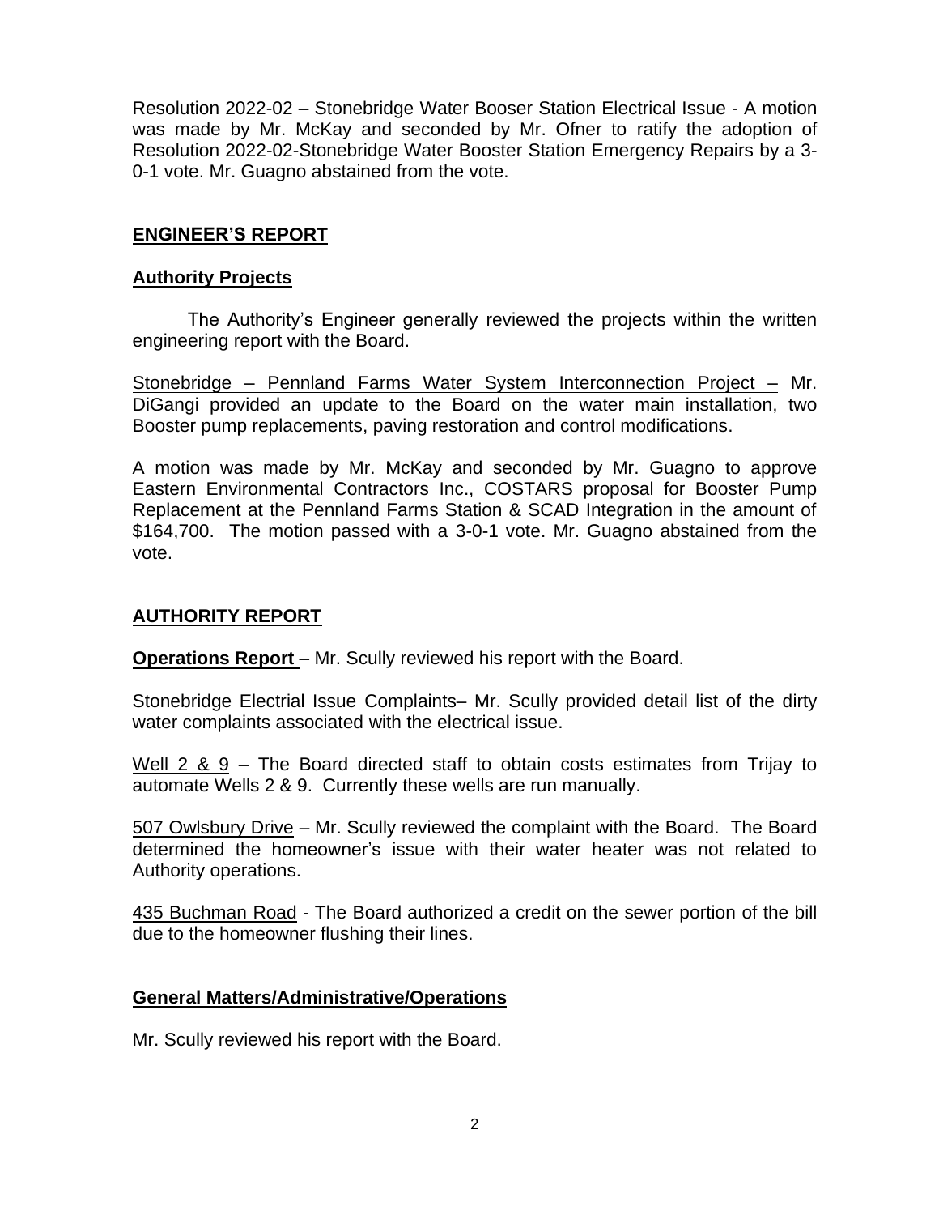Resolution 2022-02 – Stonebridge Water Booser Station Electrical Issue - A motion was made by Mr. McKay and seconded by Mr. Ofner to ratify the adoption of Resolution 2022-02-Stonebridge Water Booster Station Emergency Repairs by a 3-0-1 vote. Mr. Guagno abstained from the vote.

## ENGINEER'S REPORT

### Authority Projects

The Authority's Engineer generally reviewed the projects within the written engineering report with the Board.

Stonebridge – Pennland Farms Water System Interconnection Project – Mr. DiGangi provided an update to the Board on the water main installation, two Booster pump replacements, paving restoration and control modifications.

A motion was made by Mr. McKay and seconded by Mr. Guagno to approve Eastern Environmental Contractors Inc., COSTARS proposal for Booster Pump Replacement at the Pennland Farms Station & SCAD Integration in the amount of $164,700. The motion passed with a 3-0-1 vote. Mr. Guagno abstained from the vote.

## AUTHORITY REPORT

**Operations Report** – Mr. Scully reviewed his report with the Board.

Stonebridge Electrial Issue Complaints– Mr. Scully provided detail list of the dirty water complaints associated with the electrical issue.

Well 2 & 9 – The Board directed staff to obtain costs estimates from Trijay to automate Wells 2 & 9. Currently these wells are run manually.

507 Owlsbury Drive – Mr. Scully reviewed the complaint with the Board. The Board determined the homeowner's issue with their water heater was not related to Authority operations.

435 Buchman Road - The Board authorized a credit on the sewer portion of the bill due to the homeowner flushing their lines.

### General Matters/Administrative/Operations

Mr. Scully reviewed his report with the Board.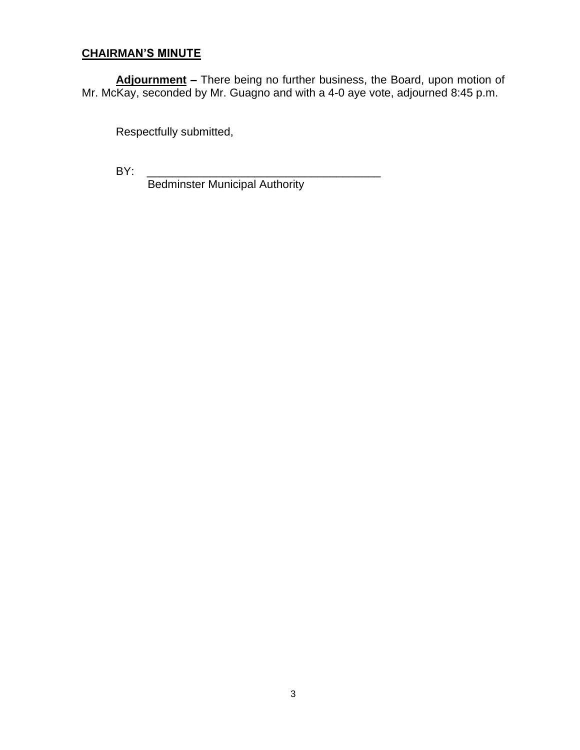## CHAIRMAN'S MINUTE

**Adjournment –** There being no further business, the Board, upon motion of Mr. McKay, seconded by Mr. Guagno and with a 4-0 aye vote, adjourned 8:45 p.m.

Respectfully submitted,

BY: \_\_\_\_\_\_\_\_\_\_\_\_\_\_\_\_\_\_\_\_\_\_\_\_\_\_\_\_\_\_\_\_\_\_\_\_\_\_\_

Bedminster Municipal Authority